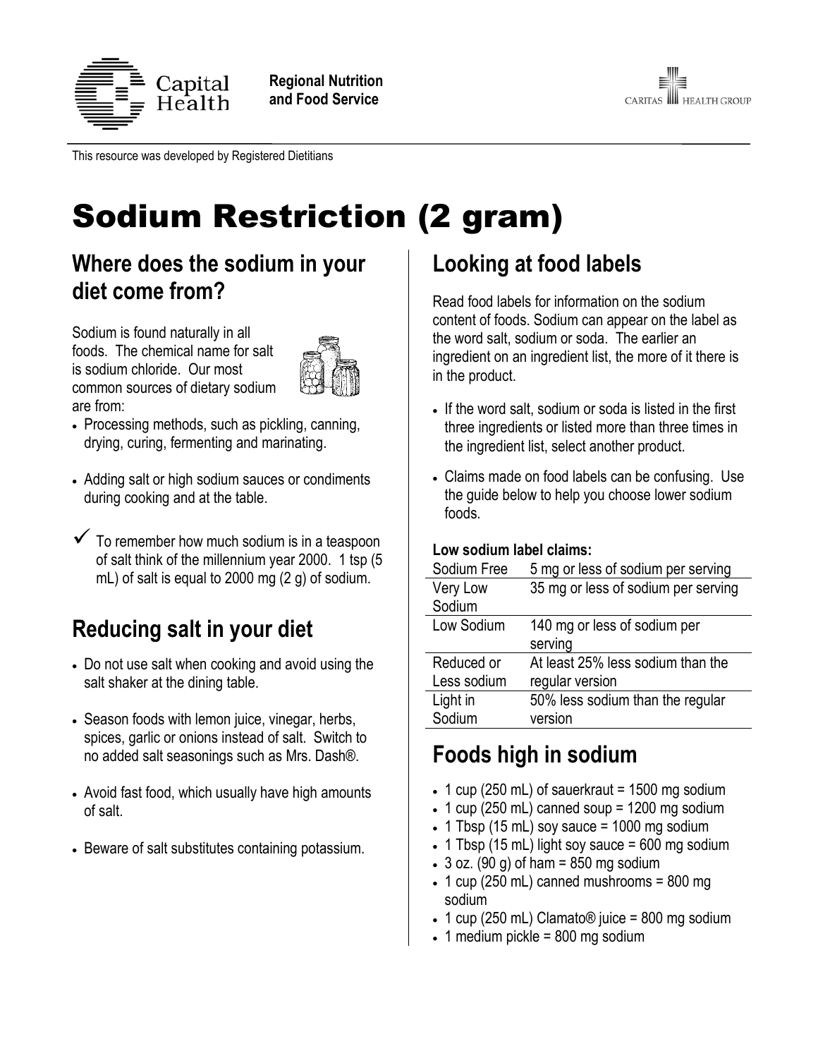Capital Health

**Regional Nutrition and Food Service**

CARITAS HEALTH GROUP

This resource was developed by Registered Dietitians

# Sodium Restriction (2 gram)

## Where does the sodium in your diet come from?

Sodium is found naturally in all foods. The chemical name for salt is sodium chloride. Our most common sources of dietary sodium are from:

- Processing methods, such as pickling, canning, drying, curing, fermenting and marinating.
- Adding salt or high sodium sauces or condiments during cooking and at the table.

✓ To remember how much sodium is in a teaspoon of salt think of the millennium year 2000. 1 tsp (5 mL) of salt is equal to 2000 mg (2 g) of sodium.

## Reducing salt in your diet

- Do not use salt when cooking and avoid using the salt shaker at the dining table.
- Season foods with lemon juice, vinegar, herbs, spices, garlic or onions instead of salt. Switch to no added salt seasonings such as Mrs. Dash®.
- Avoid fast food, which usually have high amounts of salt.
- Beware of salt substitutes containing potassium.

## Looking at food labels

Read food labels for information on the sodium content of foods. Sodium can appear on the label as the word salt, sodium or soda. The earlier an ingredient on an ingredient list, the more of it there is in the product.

- If the word salt, sodium or soda is listed in the first three ingredients or listed more than three times in the ingredient list, select another product.
- Claims made on food labels can be confusing. Use the guide below to help you choose lower sodium foods.

**Low sodium label claims:**

| | |
|---|---|
| Sodium Free | 5 mg or less of sodium per serving |
| Very Low Sodium | 35 mg or less of sodium per serving |
| Low Sodium | 140 mg or less of sodium per serving |
| Reduced or Less sodium | At least 25% less sodium than the regular version |
| Light in Sodium | 50% less sodium than the regular version |

## Foods high in sodium

- 1 cup (250 mL) of sauerkraut = 1500 mg sodium
- 1 cup (250 mL) canned soup = 1200 mg sodium
- 1 Tbsp (15 mL) soy sauce = 1000 mg sodium
- 1 Tbsp (15 mL) light soy sauce = 600 mg sodium
- 3 oz. (90 g) of ham = 850 mg sodium
- 1 cup (250 mL) canned mushrooms = 800 mg sodium
- 1 cup (250 mL) Clamato® juice = 800 mg sodium
- 1 medium pickle = 800 mg sodium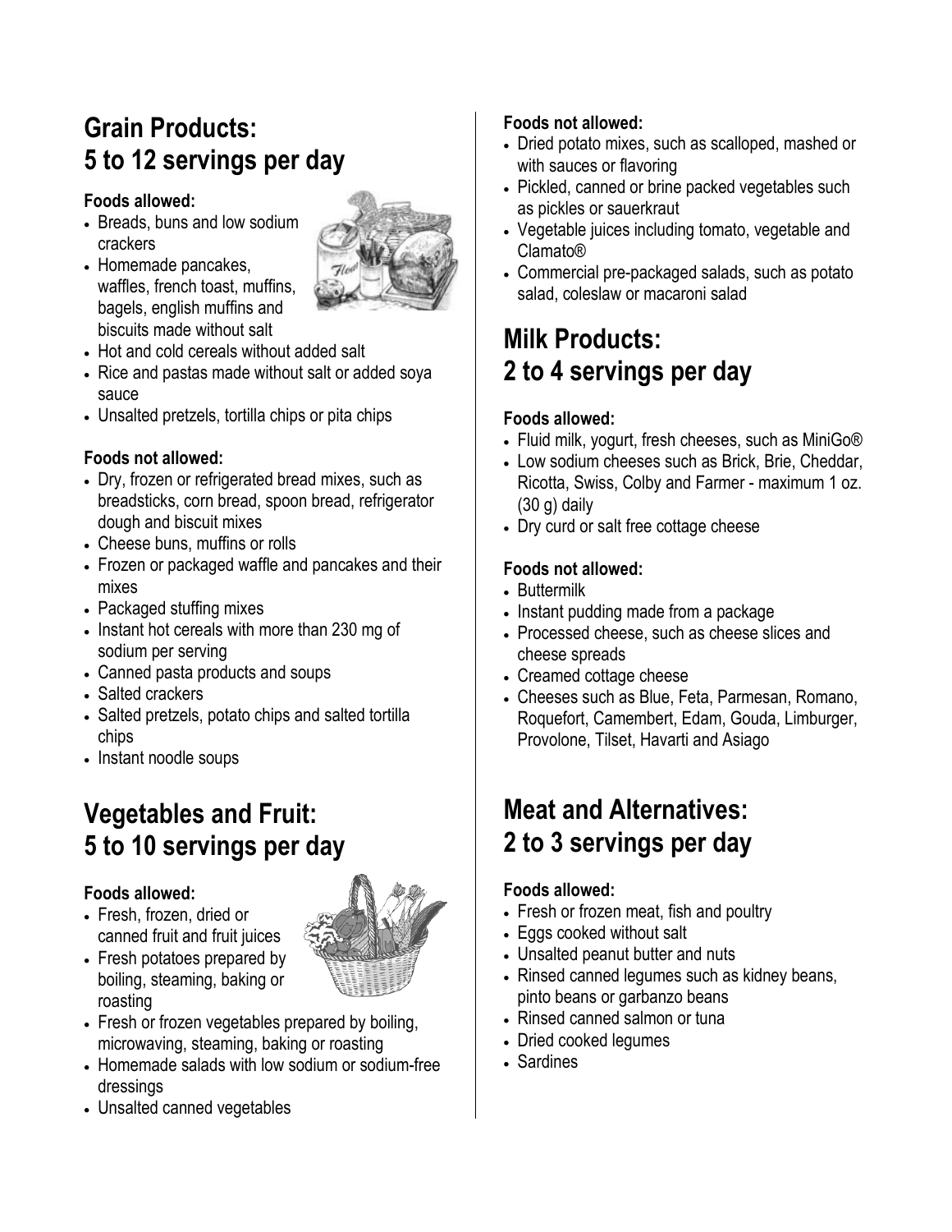## Grain Products: 5 to 12 servings per day

**Foods allowed:**

- Breads, buns and low sodium crackers
- Homemade pancakes, waffles, french toast, muffins, bagels, english muffins and biscuits made without salt
- Hot and cold cereals without added salt
- Rice and pastas made without salt or added soya sauce
- Unsalted pretzels, tortilla chips or pita chips

**Foods not allowed:**

- Dry, frozen or refrigerated bread mixes, such as breadsticks, corn bread, spoon bread, refrigerator dough and biscuit mixes
- Cheese buns, muffins or rolls
- Frozen or packaged waffle and pancakes and their mixes
- Packaged stuffing mixes
- Instant hot cereals with more than 230 mg of sodium per serving
- Canned pasta products and soups
- Salted crackers
- Salted pretzels, potato chips and salted tortilla chips
- Instant noodle soups

## Vegetables and Fruit: 5 to 10 servings per day

**Foods allowed:**

- Fresh, frozen, dried or canned fruit and fruit juices
- Fresh potatoes prepared by boiling, steaming, baking or roasting
- Fresh or frozen vegetables prepared by boiling, microwaving, steaming, baking or roasting
- Homemade salads with low sodium or sodium-free dressings
- Unsalted canned vegetables

**Foods not allowed:**

- Dried potato mixes, such as scalloped, mashed or with sauces or flavoring
- Pickled, canned or brine packed vegetables such as pickles or sauerkraut
- Vegetable juices including tomato, vegetable and Clamato®
- Commercial pre-packaged salads, such as potato salad, coleslaw or macaroni salad

## Milk Products: 2 to 4 servings per day

**Foods allowed:**

- Fluid milk, yogurt, fresh cheeses, such as MiniGo®
- Low sodium cheeses such as Brick, Brie, Cheddar, Ricotta, Swiss, Colby and Farmer - maximum 1 oz. (30 g) daily
- Dry curd or salt free cottage cheese

**Foods not allowed:**

- Buttermilk
- Instant pudding made from a package
- Processed cheese, such as cheese slices and cheese spreads
- Creamed cottage cheese
- Cheeses such as Blue, Feta, Parmesan, Romano, Roquefort, Camembert, Edam, Gouda, Limburger, Provolone, Tilset, Havarti and Asiago

## Meat and Alternatives: 2 to 3 servings per day

**Foods allowed:**

- Fresh or frozen meat, fish and poultry
- Eggs cooked without salt
- Unsalted peanut butter and nuts
- Rinsed canned legumes such as kidney beans, pinto beans or garbanzo beans
- Rinsed canned salmon or tuna
- Dried cooked legumes
- Sardines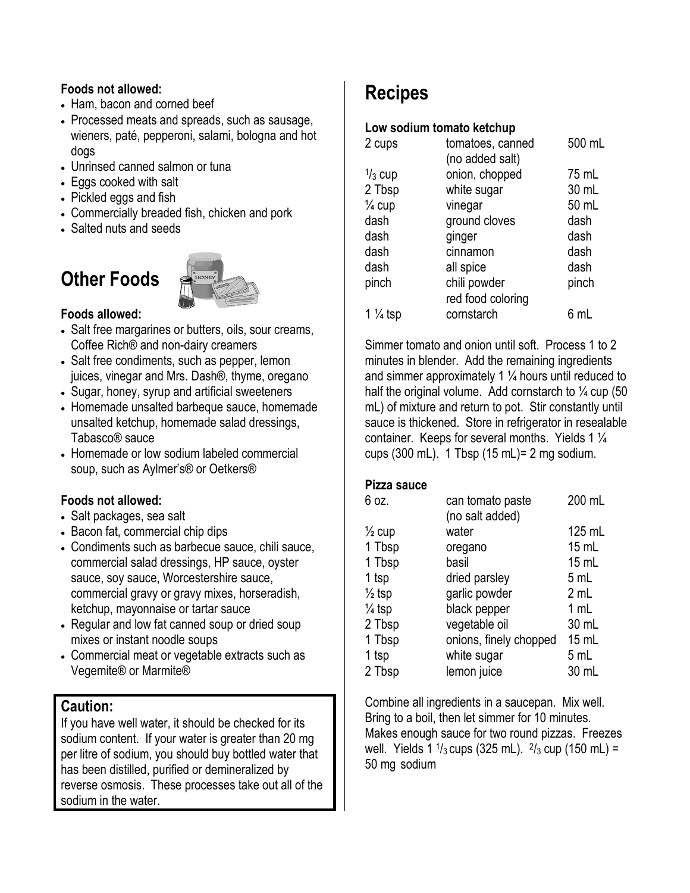**Foods not allowed:**

- Ham, bacon and corned beef
- Processed meats and spreads, such as sausage, wieners, paté, pepperoni, salami, bologna and hot dogs
- Unrinsed canned salmon or tuna
- Eggs cooked with salt
- Pickled eggs and fish
- Commercially breaded fish, chicken and pork
- Salted nuts and seeds

## Other Foods

**Foods allowed:**

- Salt free margarines or butters, oils, sour creams, Coffee Rich® and non-dairy creamers
- Salt free condiments, such as pepper, lemon juices, vinegar and Mrs. Dash®, thyme, oregano
- Sugar, honey, syrup and artificial sweeteners
- Homemade unsalted barbeque sauce, homemade unsalted ketchup, homemade salad dressings, Tabasco® sauce
- Homemade or low sodium labeled commercial soup, such as Aylmer's® or Oetkers®

**Foods not allowed:**

- Salt packages, sea salt
- Bacon fat, commercial chip dips
- Condiments such as barbecue sauce, chili sauce, commercial salad dressings, HP sauce, oyster sauce, soy sauce, Worcestershire sauce, commercial gravy or gravy mixes, horseradish, ketchup, mayonnaise or tartar sauce
- Regular and low fat canned soup or dried soup mixes or instant noodle soups
- Commercial meat or vegetable extracts such as Vegemite® or Marmite®

**Caution:**

If you have well water, it should be checked for its sodium content. If your water is greater than 20 mg per litre of sodium, you should buy bottled water that has been distilled, purified or demineralized by reverse osmosis. These processes take out all of the sodium in the water.

## Recipes

**Low sodium tomato ketchup**

| | | |
|---|---|---|
| 2 cups | tomatoes, canned (no added salt) | 500 mL |
| 1/3 cup | onion, chopped | 75 mL |
| 2 Tbsp | white sugar | 30 mL |
| ¼ cup | vinegar | 50 mL |
| dash | ground cloves | dash |
| dash | ginger | dash |
| dash | cinnamon | dash |
| dash | all spice | dash |
| pinch | chili powder | pinch |
| | red food coloring | |
| 1 ¼ tsp | cornstarch | 6 mL |

Simmer tomato and onion until soft. Process 1 to 2 minutes in blender. Add the remaining ingredients and simmer approximately 1 ¼ hours until reduced to half the original volume. Add cornstarch to ¼ cup (50 mL) of mixture and return to pot. Stir constantly until sauce is thickened. Store in refrigerator in resealable container. Keeps for several months. Yields 1 ¼ cups (300 mL). 1 Tbsp (15 mL)= 2 mg sodium.

**Pizza sauce**

| | | |
|---|---|---|
| 6 oz. | can tomato paste (no salt added) | 200 mL |
| ½ cup | water | 125 mL |
| 1 Tbsp | oregano | 15 mL |
| 1 Tbsp | basil | 15 mL |
| 1 tsp | dried parsley | 5 mL |
| ½ tsp | garlic powder | 2 mL |
| ¼ tsp | black pepper | 1 mL |
| 2 Tbsp | vegetable oil | 30 mL |
| 1 Tbsp | onions, finely chopped | 15 mL |
| 1 tsp | white sugar | 5 mL |
| 2 Tbsp | lemon juice | 30 mL |

Combine all ingredients in a saucepan. Mix well. Bring to a boil, then let simmer for 10 minutes. Makes enough sauce for two round pizzas. Freezes well. Yields 1 1/3 cups (325 mL). 2/3 cup (150 mL) = 50 mg sodium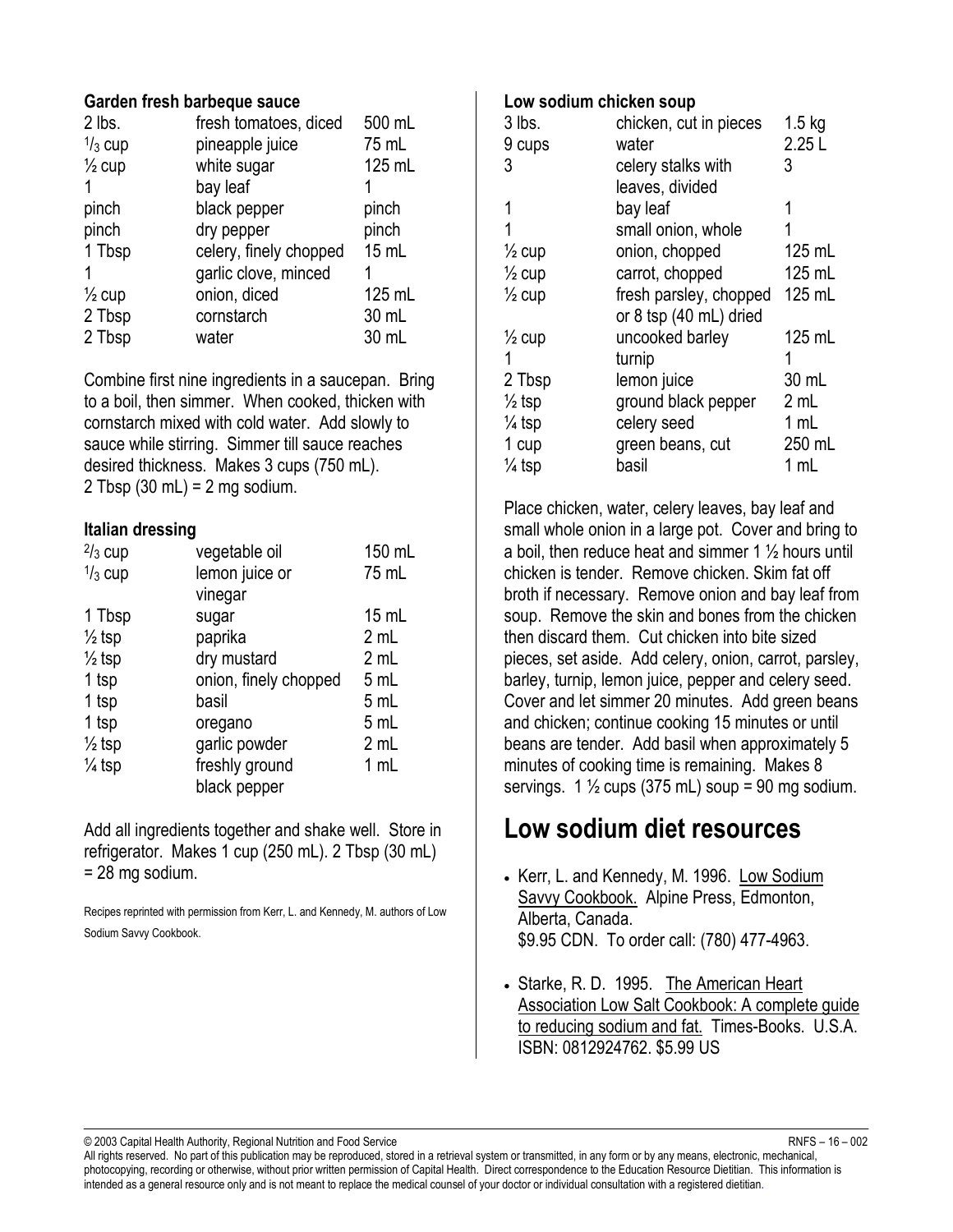**Garden fresh barbeque sauce**

| | | |
|---|---|---|
| 2 lbs. | fresh tomatoes, diced | 500 mL |
| $^1/_3$ cup | pineapple juice | 75 mL |
| ½ cup | white sugar | 125 mL |
| 1 | bay leaf | 1 |
| pinch | black pepper | pinch |
| pinch | dry pepper | pinch |
| 1 Tbsp | celery, finely chopped | 15 mL |
| 1 | garlic clove, minced | 1 |
| ½ cup | onion, diced | 125 mL |
| 2 Tbsp | cornstarch | 30 mL |
| 2 Tbsp | water | 30 mL |

Combine first nine ingredients in a saucepan. Bring to a boil, then simmer. When cooked, thicken with cornstarch mixed with cold water. Add slowly to sauce while stirring. Simmer till sauce reaches desired thickness. Makes 3 cups (750 mL). 2 Tbsp (30 mL) = 2 mg sodium.

**Italian dressing**

| | | |
|---|---|---|
| $^2/_3$ cup | vegetable oil | 150 mL |
| $^1/_3$ cup | lemon juice or vinegar | 75 mL |
| 1 Tbsp | sugar | 15 mL |
| ½ tsp | paprika | 2 mL |
| ½ tsp | dry mustard | 2 mL |
| 1 tsp | onion, finely chopped | 5 mL |
| 1 tsp | basil | 5 mL |
| 1 tsp | oregano | 5 mL |
| ½ tsp | garlic powder | 2 mL |
| ¼ tsp | freshly ground black pepper | 1 mL |

Add all ingredients together and shake well. Store in refrigerator. Makes 1 cup (250 mL). 2 Tbsp (30 mL) = 28 mg sodium.

Recipes reprinted with permission from Kerr, L. and Kennedy, M. authors of Low Sodium Savvy Cookbook.

**Low sodium chicken soup**

| | | |
|---|---|---|
| 3 lbs. | chicken, cut in pieces | 1.5 kg |
| 9 cups | water | 2.25 L |
| 3 | celery stalks with leaves, divided | 3 |
| 1 | bay leaf | 1 |
| 1 | small onion, whole | 1 |
| ½ cup | onion, chopped | 125 mL |
| ½ cup | carrot, chopped | 125 mL |
| ½ cup | fresh parsley, chopped or 8 tsp (40 mL) dried | 125 mL |
| ½ cup | uncooked barley | 125 mL |
| 1 | turnip | 1 |
| 2 Tbsp | lemon juice | 30 mL |
| ½ tsp | ground black pepper | 2 mL |
| ¼ tsp | celery seed | 1 mL |
| 1 cup | green beans, cut | 250 mL |
| ¼ tsp | basil | 1 mL |

Place chicken, water, celery leaves, bay leaf and small whole onion in a large pot. Cover and bring to a boil, then reduce heat and simmer 1 ½ hours until chicken is tender. Remove chicken. Skim fat off broth if necessary. Remove onion and bay leaf from soup. Remove the skin and bones from the chicken then discard them. Cut chicken into bite sized pieces, set aside. Add celery, onion, carrot, parsley, barley, turnip, lemon juice, pepper and celery seed. Cover and let simmer 20 minutes. Add green beans and chicken; continue cooking 15 minutes or until beans are tender. Add basil when approximately 5 minutes of cooking time is remaining. Makes 8 servings. 1 ½ cups (375 mL) soup = 90 mg sodium.

## Low sodium diet resources

- Kerr, L. and Kennedy, M. 1996. Low Sodium Savvy Cookbook. Alpine Press, Edmonton, Alberta, Canada. $9.95 CDN. To order call: (780) 477-4963.
- Starke, R. D. 1995. The American Heart Association Low Salt Cookbook: A complete guide to reducing sodium and fat. Times-Books. U.S.A. ISBN: 0812924762. $5.99 US

© 2003 Capital Health Authority, Regional Nutrition and Food Service RNFS – 16 – 002

All rights reserved. No part of this publication may be reproduced, stored in a retrieval system or transmitted, in any form or by any means, electronic, mechanical, photocopying, recording or otherwise, without prior written permission of Capital Health. Direct correspondence to the Education Resource Dietitian. This information is intended as a general resource only and is not meant to replace the medical counsel of your doctor or individual consultation with a registered dietitian.